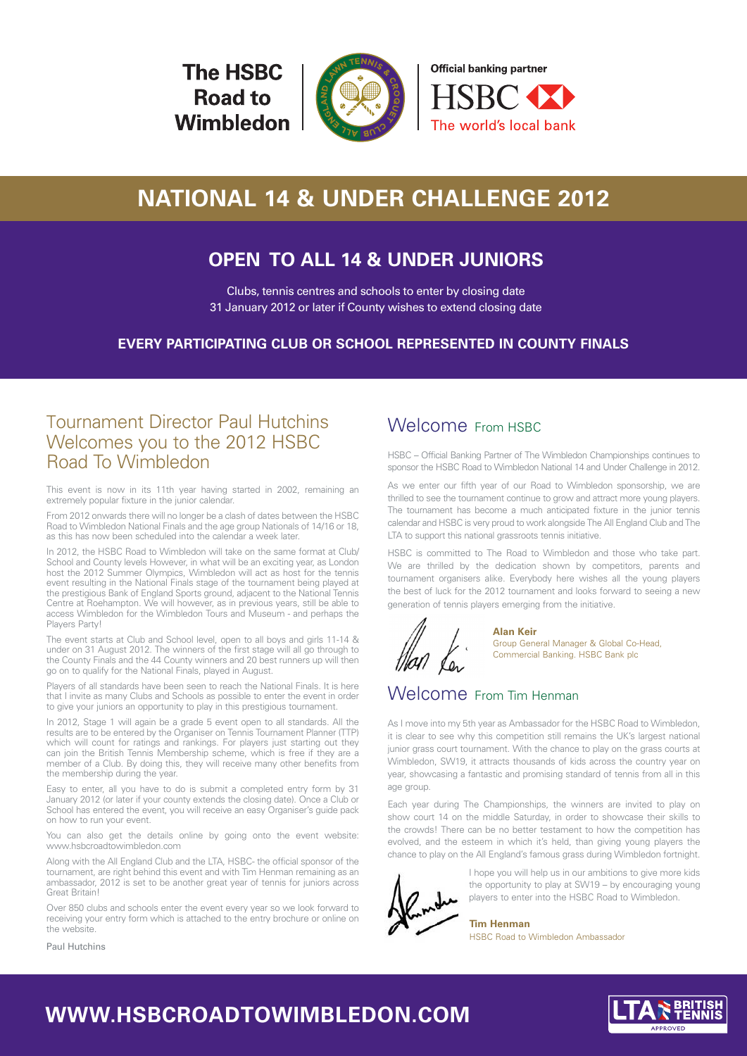The HSBC Road to Wimbledon

Official banking partner

HSBC

The world's local bank

# NATIONAL 14 & UNDER CHALLENGE 2012

## OPEN TO ALL 14 & UNDER JUNIORS

Clubs, tennis centres and schools to enter by closing date
31 January 2012 or later if County wishes to extend closing date

**EVERY PARTICIPATING CLUB OR SCHOOL REPRESENTED IN COUNTY FINALS**

## Tournament Director Paul Hutchins Welcomes you to the 2012 HSBC Road To Wimbledon

This event is now in its 11th year having started in 2002, remaining an extremely popular fixture in the junior calendar.

From 2012 onwards there will no longer be a clash of dates between the HSBC Road to Wimbledon National Finals and the age group Nationals of 14/16 or 18, as this has now been scheduled into the calendar a week later.

In 2012, the HSBC Road to Wimbledon will take on the same format at Club/School and County levels However, in what will be an exciting year, as London host the 2012 Summer Olympics, Wimbledon will act as host for the tennis event resulting in the National Finals stage of the tournament being played at the prestigious Bank of England Sports ground, adjacent to the National Tennis Centre at Roehampton. We will however, as in previous years, still be able to access Wimbledon for the Wimbledon Tours and Museum - and perhaps the Players Party!

The event starts at Club and School level, open to all boys and girls 11-14 & under on 31 August 2012. The winners of the first stage will all go through to the County Finals and the 44 County winners and 20 best runners up will then go on to qualify for the National Finals, played in August.

Players of all standards have been seen to reach the National Finals. It is here that I invite as many Clubs and Schools as possible to enter the event in order to give your juniors an opportunity to play in this prestigious tournament.

In 2012, Stage 1 will again be a grade 5 event open to all standards. All the results are to be entered by the Organiser on Tennis Tournament Planner (TTP) which will count for ratings and rankings. For players just starting out they can join the British Tennis Membership scheme, which is free if they are a member of a Club. By doing this, they will receive many other benefits from the membership during the year.

Easy to enter, all you have to do is submit a completed entry form by 31 January 2012 (or later if your county extends the closing date). Once a Club or School has entered the event, you will receive an easy Organiser's guide pack on how to run your event.

You can also get the details online by going onto the event website: www.hsbcroadtowimbledon.com

Along with the All England Club and the LTA, HSBC- the official sponsor of the tournament, are right behind this event and with Tim Henman remaining as an ambassador, 2012 is set to be another great year of tennis for juniors across Great Britain!

Over 850 clubs and schools enter the event every year so we look forward to receiving your entry form which is attached to the entry brochure or online on the website.

Paul Hutchins

## Welcome From HSBC

HSBC – Official Banking Partner of The Wimbledon Championships continues to sponsor the HSBC Road to Wimbledon National 14 and Under Challenge in 2012.

As we enter our fifth year of our Road to Wimbledon sponsorship, we are thrilled to see the tournament continue to grow and attract more young players. The tournament has become a much anticipated fixture in the junior tennis calendar and HSBC is very proud to work alongside The All England Club and The LTA to support this national grassroots tennis initiative.

HSBC is committed to The Road to Wimbledon and those who take part. We are thrilled by the dedication shown by competitors, parents and tournament organisers alike. Everybody here wishes all the young players the best of luck for the 2012 tournament and looks forward to seeing a new generation of tennis players emerging from the initiative.

**Alan Keir**
Group General Manager & Global Co-Head, Commercial Banking. HSBC Bank plc

## Welcome From Tim Henman

As I move into my 5th year as Ambassador for the HSBC Road to Wimbledon, it is clear to see why this competition still remains the UK's largest national junior grass court tournament. With the chance to play on the grass courts at Wimbledon, SW19, it attracts thousands of kids across the country year on year, showcasing a fantastic and promising standard of tennis from all in this age group.

Each year during The Championships, the winners are invited to play on show court 14 on the middle Saturday, in order to showcase their skills to the crowds! There can be no better testament to how the competition has evolved, and the esteem in which it's held, than giving young players the chance to play on the All England's famous grass during Wimbledon fortnight.

I hope you will help us in our ambitions to give more kids the opportunity to play at SW19 – by encouraging young players to enter into the HSBC Road to Wimbledon.

**Tim Henman**
HSBC Road to Wimbledon Ambassador

**WWW.HSBCROADTOWIMBLEDON.COM**

LTA BRITISH TENNIS APPROVED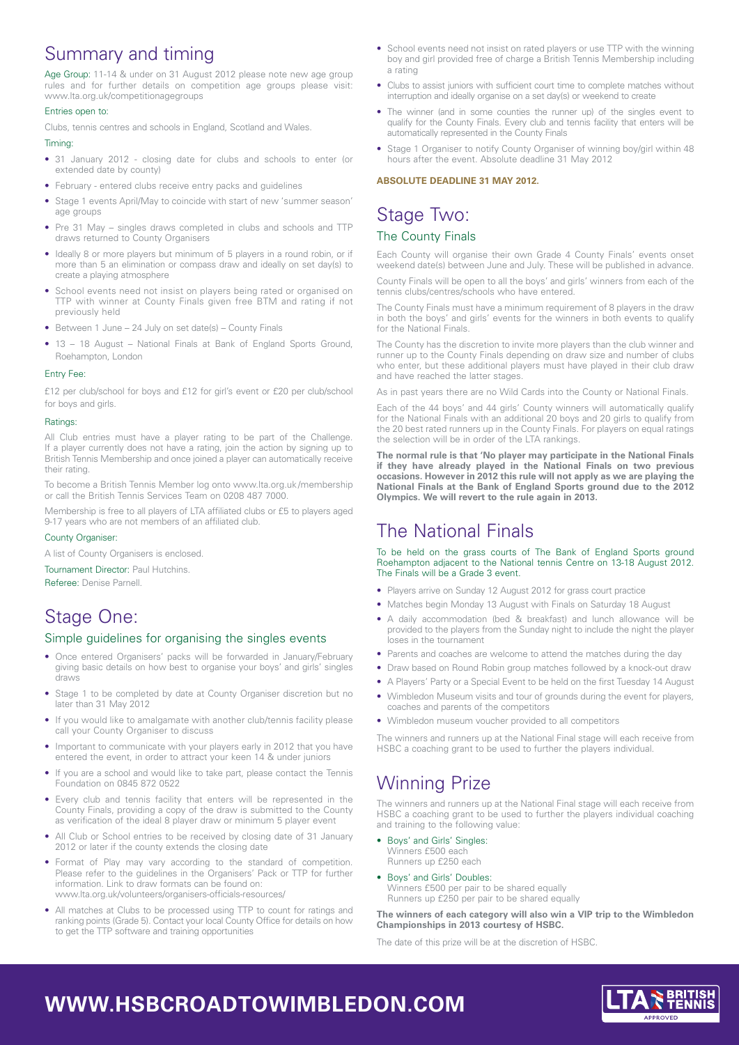## Summary and timing

Age Group: 11-14 & under on 31 August 2012 please note new age group rules and for further details on competition age groups please visit: www.lta.org.uk/competitionagegroups

### Entries open to:

Clubs, tennis centres and schools in England, Scotland and Wales.

### Timing:

- 31 January 2012 - closing date for clubs and schools to enter (or extended date by county)
- February - entered clubs receive entry packs and guidelines
- Stage 1 events April/May to coincide with start of new 'summer season' age groups
- Pre 31 May – singles draws completed in clubs and schools and TTP draws returned to County Organisers
- Ideally 8 or more players but minimum of 5 players in a round robin, or if more than 5 an elimination or compass draw and ideally on set day(s) to create a playing atmosphere
- School events need not insist on players being rated or organised on TTP with winner at County Finals given free BTM and rating if not previously held
- Between 1 June – 24 July on set date(s) – County Finals
- 13 – 18 August – National Finals at Bank of England Sports Ground, Roehampton, London

### Entry Fee:

£12 per club/school for boys and £12 for girl's event or £20 per club/school for boys and girls.

### Ratings:

All Club entries must have a player rating to be part of the Challenge. If a player currently does not have a rating, join the action by signing up to British Tennis Membership and once joined a player can automatically receive their rating.

To become a British Tennis Member log onto www.lta.org.uk/membership or call the British Tennis Services Team on 0208 487 7000.

Membership is free to all players of LTA affiliated clubs or £5 to players aged 9-17 years who are not members of an affiliated club.

### County Organiser:

A list of County Organisers is enclosed.

Tournament Director: Paul Hutchins.

Referee: Denise Parnell.

## Stage One:

### Simple guidelines for organising the singles events

- Once entered Organisers' packs will be forwarded in January/February giving basic details on how best to organise your boys' and girls' singles draws
- Stage 1 to be completed by date at County Organiser discretion but no later than 31 May 2012
- If you would like to amalgamate with another club/tennis facility please call your County Organiser to discuss
- Important to communicate with your players early in 2012 that you have entered the event, in order to attract your keen 14 & under juniors
- If you are a school and would like to take part, please contact the Tennis Foundation on 0845 872 0522
- Every club and tennis facility that enters will be represented in the County Finals, providing a copy of the draw is submitted to the County as verification of the ideal 8 player draw or minimum 5 player event
- All Club or School entries to be received by closing date of 31 January 2012 or later if the county extends the closing date
- Format of Play may vary according to the standard of competition. Please refer to the guidelines in the Organisers' Pack or TTP for further information. Link to draw formats can be found on: www.lta.org.uk/volunteers/organisers-officials-resources/
- All matches at Clubs to be processed using TTP to count for ratings and ranking points (Grade 5). Contact your local County Office for details on how to get the TTP software and training opportunities
- School events need not insist on rated players or use TTP with the winning boy and girl provided free of charge a British Tennis Membership including a rating
- Clubs to assist juniors with sufficient court time to complete matches without interruption and ideally organise on a set day(s) or weekend to create
- The winner (and in some counties the runner up) of the singles event to qualify for the County Finals. Every club and tennis facility that enters will be automatically represented in the County Finals
- Stage 1 Organiser to notify County Organiser of winning boy/girl within 48 hours after the event. Absolute deadline 31 May 2012

**ABSOLUTE DEADLINE 31 MAY 2012.**

## Stage Two:

### The County Finals

Each County will organise their own Grade 4 County Finals' events onset weekend date(s) between June and July. These will be published in advance.

County Finals will be open to all the boys' and girls' winners from each of the tennis clubs/centres/schools who have entered.

The County Finals must have a minimum requirement of 8 players in the draw in both the boys' and girls' events for the winners in both events to qualify for the National Finals.

The County has the discretion to invite more players than the club winner and runner up to the County Finals depending on draw size and number of clubs who enter, but these additional players must have played in their club draw and have reached the latter stages.

As in past years there are no Wild Cards into the County or National Finals.

Each of the 44 boys' and 44 girls' County winners will automatically qualify for the National Finals with an additional 20 boys and 20 girls to qualify from the 20 best rated runners up in the County Finals. For players on equal ratings the selection will be in order of the LTA rankings.

**The normal rule is that 'No player may participate in the National Finals if they have already played in the National Finals on two previous occasions. However in 2012 this rule will not apply as we are playing the National Finals at the Bank of England Sports ground due to the 2012 Olympics. We will revert to the rule again in 2013.**

## The National Finals

To be held on the grass courts of The Bank of England Sports ground Roehampton adjacent to the National tennis Centre on 13-18 August 2012. The Finals will be a Grade 3 event.

- Players arrive on Sunday 12 August 2012 for grass court practice
- Matches begin Monday 13 August with Finals on Saturday 18 August
- A daily accommodation (bed & breakfast) and lunch allowance will be provided to the players from the Sunday night to include the night the player loses in the tournament
- Parents and coaches are welcome to attend the matches during the day
- Draw based on Round Robin group matches followed by a knock-out draw
- A Players' Party or a Special Event to be held on the first Tuesday 14 August
- Wimbledon Museum visits and tour of grounds during the event for players, coaches and parents of the competitors
- Wimbledon museum voucher provided to all competitors

The winners and runners up at the National Final stage will each receive from HSBC a coaching grant to be used to further the players individual.

## Winning Prize

The winners and runners up at the National Final stage will each receive from HSBC a coaching grant to be used to further the players individual coaching and training to the following value:

- Boys' and Girls' Singles:
  Winners £500 each
  Runners up £250 each
- Boys' and Girls' Doubles:
  Winners £500 per pair to be shared equally
  Runners up £250 per pair to be shared equally

**The winners of each category will also win a VIP trip to the Wimbledon Championships in 2013 courtesy of HSBC.**

The date of this prize will be at the discretion of HSBC.

**WWW.HSBCROADTOWIMBLEDON.COM**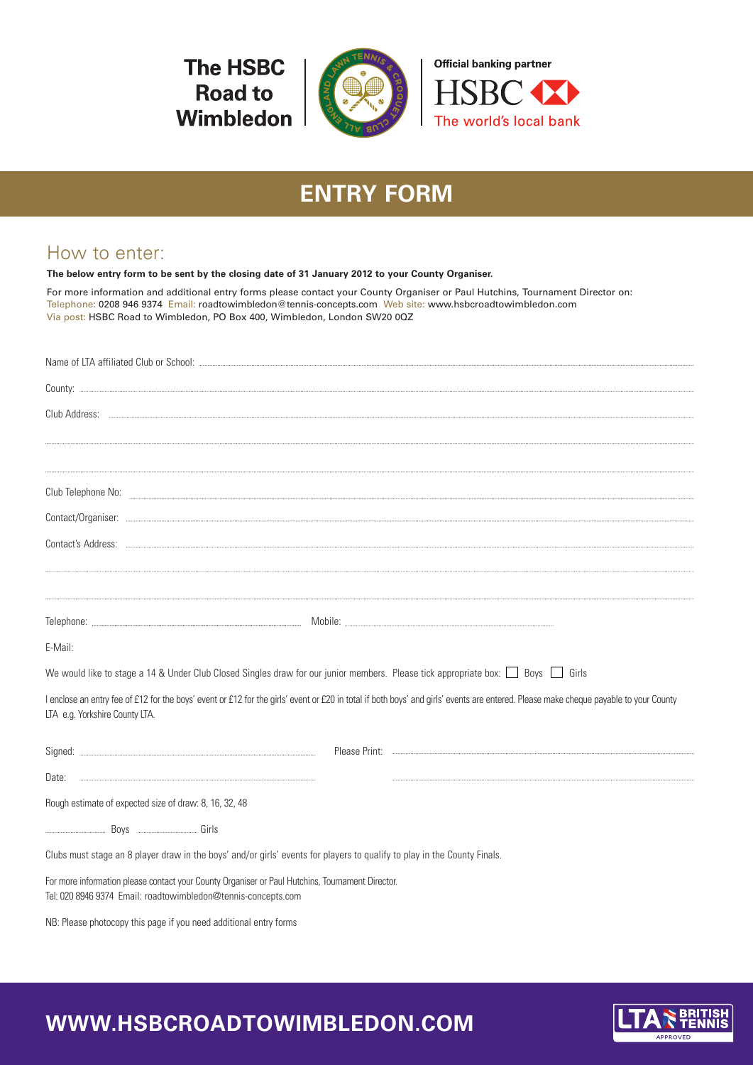The HSBC Road to Wimbledon

Official banking partner

HSBC

The world's local bank

# ENTRY FORM

## How to enter:

**The below entry form to be sent by the closing date of 31 January 2012 to your County Organiser.**

For more information and additional entry forms please contact your County Organiser or Paul Hutchins, Tournament Director on:
Telephone: 0208 946 9374 Email: roadtowimbledon@tennis-concepts.com Web site: www.hsbcroadtowimbledon.com
Via post: HSBC Road to Wimbledon, PO Box 400, Wimbledon, London SW20 0QZ

Name of LTA affiliated Club or School: ..............................

County: ..............................

Club Address: ..............................

..............................

..............................

Club Telephone No: ..............................

Contact/Organiser: ..............................

Contact's Address: ..............................

..............................

..............................

Telephone: .............................. Mobile: ..............................

E-Mail:

We would like to stage a 14 & Under Club Closed Singles draw for our junior members. Please tick appropriate box: ☐ Boys ☐ Girls

I enclose an entry fee of £12 for the boys' event or £12 for the girls' event or £20 in total if both boys' and girls' events are entered. Please make cheque payable to your County LTA e.g. Yorkshire County LTA.

Signed: .............................. Please Print: ..............................

Date: ..............................

Rough estimate of expected size of draw: 8, 16, 32, 48

.............. Boys .............. Girls

Clubs must stage an 8 player draw in the boys' and/or girls' events for players to qualify to play in the County Finals.

For more information please contact your County Organiser or Paul Hutchins, Tournament Director.
Tel: 020 8946 9374 Email: roadtowimbledon@tennis-concepts.com

NB: Please photocopy this page if you need additional entry forms

**WWW.HSBCROADTOWIMBLEDON.COM**

LTA BRITISH TENNIS APPROVED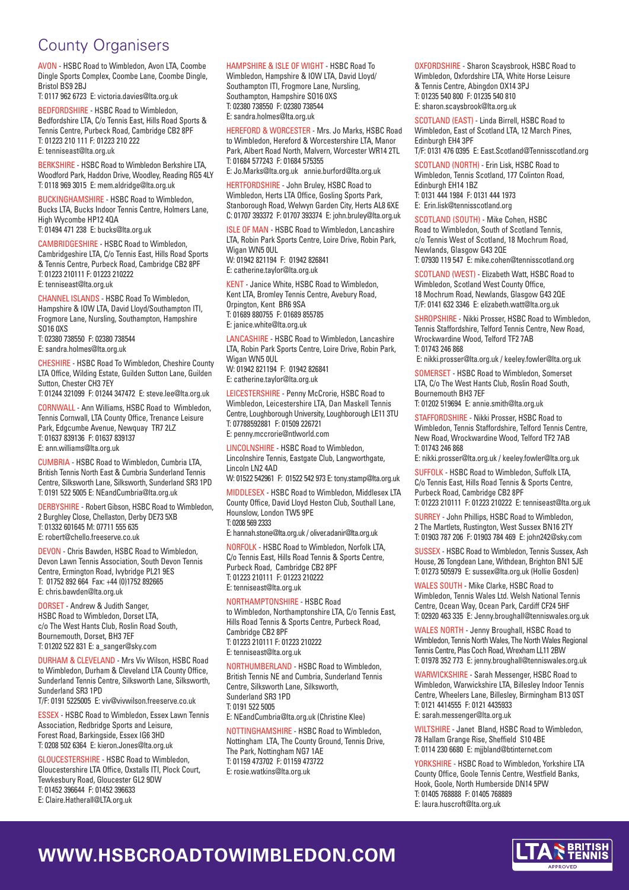# County Organisers

AVON - HSBC Road to Wimbledon, Avon LTA, Coombe Dingle Sports Complex, Coombe Lane, Coombe Dingle, Bristol BS9 2BJ
T: 0117 962 6723 E: victoria.davies@lta.org.uk

BEDFORDSHIRE - HSBC Road to Wimbledon, Bedfordshire LTA, C/o Tennis East, Hills Road Sports & Tennis Centre, Purbeck Road, Cambridge CB2 8PF
T: 01223 210 111 F: 01223 210 222
E: tenniseast@lta.org.uk

BERKSHIRE - HSBC Road to Wimbledon Berkshire LTA, Woodford Park, Haddon Drive, Woodley, Reading RG5 4LY
T: 0118 969 3015 E: mem.aldridge@lta.org.uk

BUCKINGHAMSHIRE - HSBC Road to Wimbledon, Bucks LTA, Bucks Indoor Tennis Centre, Holmers Lane, High Wycombe HP12 4QA
T: 01494 471 238 E: bucks@lta.org.uk

CAMBRIDGESHIRE - HSBC Road to Wimbledon, Cambridgeshire LTA, C/o Tennis East, Hills Road Sports & Tennis Centre, Purbeck Road, Cambridge CB2 8PF
T: 01223 210111 F: 01223 210222
E: tenniseast@lta.org.uk

CHANNEL ISLANDS - HSBC Road To Wimbledon, Hampshire & IOW LTA, David Lloyd/Southampton ITI, Frogmore Lane, Nursling, Southampton, Hampshire SO16 0XS
T: 02380 738550 F: 02380 738544
E: sandra.holmes@lta.org.uk

CHESHIRE - HSBC Road To Wimbledon, Cheshire County LTA Office, Wilding Estate, Guilden Sutton Lane, Guilden Sutton, Chester CH3 7EY
T: 01244 321099 F: 01244 347472 E: steve.lee@lta.org.uk

CORNWALL - Ann Williams, HSBC Road to Wimbledon, Tennis Cornwall, LTA County Office, Trenance Leisure Park, Edgcumbe Avenue, Newquay TR7 2LZ
T: 01637 839136 F: 01637 839137
E: ann.williams@lta.org.uk

CUMBRIA - HSBC Road to Wimbledon, Cumbria LTA, British Tennis North East & Cumbria Sunderland Tennis Centre, Silksworth Lane, Silksworth, Sunderland SR3 1PD
T: 0191 522 5005 E: NEandCumbria@lta.org.uk

DERBYSHIRE - Robert Gibson, HSBC Road to Wimbledon, 2 Burghley Close, Chellaston, Derby DE73 5XB
T: 01332 601645 M: 07711 555 635
E: robert@chello.freeserve.co.uk

DEVON - Chris Bawden, HSBC Road to Wimbledon, Devon Lawn Tennis Association, South Devon Tennis Centre, Ermington Road, Ivybridge PL21 9ES
T: 01752 892 664 Fax: +44 (0)1752 892665
E: chris.bawden@lta.org.uk

DORSET - Andrew & Judith Sanger, HSBC Road to Wimbledon, Dorset LTA, c/o The West Hants Club, Roslin Road South, Bournemouth, Dorset, BH3 7EF
T: 01202 522 831 E: a_sanger@sky.com

DURHAM & CLEVELAND - Mrs Viv Wilson, HSBC Road to Wimbledon, Durham & Cleveland LTA County Office, Sunderland Tennis Centre, Silksworth Lane, Silksworth, Sunderland SR3 1PD
T/F: 0191 5225005 E: viv@vivwilson.freeserve.co.uk

ESSEX - HSBC Road to Wimbledon, Essex Lawn Tennis Association, Redbridge Sports and Leisure, Forest Road, Barkingside, Essex IG6 3HD
T: 0208 502 6364 E: kieron.Jones@lta.org.uk

GLOUCESTERSHIRE - HSBC Road to Wimbledon, Gloucestershire LTA Office, Oxstalls ITI, Plock Court, Tewkesbury Road, Gloucester GL2 9DW
T: 01452 396644 F: 01452 396633
E: Claire.Hatherall@LTA.org.uk

HAMPSHIRE & ISLE OF WIGHT - HSBC Road To Wimbledon, Hampshire & IOW LTA, David Lloyd/Southampton ITI, Frogmore Lane, Nursling, Southampton, Hampshire SO16 0XS
T: 02380 738550 F: 02380 738544
E: sandra.holmes@lta.org.uk

HEREFORD & WORCESTER - Mrs. Jo Marks, HSBC Road to Wimbledon, Hereford & Worcestershire LTA, Manor Park, Albert Road North, Malvern, Worcester WR14 2TL
T: 01684 577243 F: 01684 575355
E: Jo.Marks@lta.org.uk annie.burford@lta.org.uk

HERTFORDSHIRE - John Bruley, HSBC Road to Wimbledon, Herts LTA Office, Gosling Sports Park, Stanborough Road, Welwyn Garden City, Herts AL8 6XE
C: 01707 393372 F: 01707 393374 E: john.bruley@lta.org.uk

ISLE OF MAN - HSBC Road to Wimbledon, Lancashire LTA, Robin Park Sports Centre, Loire Drive, Robin Park, Wigan WN5 0UL
W: 01942 821194 F: 01942 826841
E: catherine.taylor@lta.org.uk

KENT - Janice White, HSBC Road to Wimbledon, Kent LTA, Bromley Tennis Centre, Avebury Road, Orpington, Kent BR6 9SA
T: 01689 880755 F: 01689 855785
E: janice.white@lta.org.uk

LANCASHIRE - HSBC Road to Wimbledon, Lancashire LTA, Robin Park Sports Centre, Loire Drive, Robin Park, Wigan WN5 0UL
W: 01942 821194 F: 01942 826841
E: catherine.taylor@lta.org.uk

LEICESTERSHIRE - Penny McCrorie, HSBC Road to Wimbledon, Leicestershire LTA, Dan Maskell Tennis Centre, Loughborough University, Loughborough LE11 3TU
T: 07788592881 F: 01509 226721
E: penny.mccrorie@ntlworld.com

LINCOLNSHIRE - HSBC Road to Wimbledon, Lincolnshire Tennis, Eastgate Club, Langworthgate, Lincoln LN2 4AD
W: 01522 542961 F: 01522 542 973 E: tony.stamp@lta.org.uk

MIDDLESEX - HSBC Road to Wimbledon, Middlesex LTA County Office, David Lloyd Heston Club, Southall Lane, Hounslow, London TW5 9PE
T: 0208 569 2333
E: hannah.stone@lta.org.uk / oliver.adanir@lta.org.uk

NORFOLK - HSBC Road to Wimbledon, Norfolk LTA, C/o Tennis East, Hills Road Tennis & Sports Centre, Purbeck Road, Cambridge CB2 8PF
T: 01223 210111 F: 01223 210222
E: tenniseast@lta.org.uk

NORTHAMPTONSHIRE - HSBC Road to Wimbledon, Northamptonshire LTA, C/o Tennis East, Hills Road Tennis & Sports Centre, Purbeck Road, Cambridge CB2 8PF
T: 01223 210111 F: 01223 210222
E: tenniseast@lta.org.uk

NORTHUMBERLAND - HSBC Road to Wimbledon, British Tennis NE and Cumbria, Sunderland Tennis Centre, Silksworth Lane, Silksworth, Sunderland SR3 1PD
T: 0191 522 5005
E: NEandCumbria@lta.org.uk (Christine Klee)

NOTTINGHAMSHIRE - HSBC Road to Wimbledon, Nottingham LTA, The County Ground, Tennis Drive, The Park, Nottingham NG7 1AE
T: 01159 473702 F: 01159 473722
E: rosie.watkins@lta.org.uk

OXFORDSHIRE - Sharon Scaysbrook, HSBC Road to Wimbledon, Oxfordshire LTA, White Horse Leisure & Tennis Centre, Abingdon OX14 3PJ
T: 01235 540 800 F: 01235 540 810
E: sharon.scaysbrook@lta.org.uk

SCOTLAND (EAST) - Linda Birrell, HSBC Road to Wimbledon, East of Scotland LTA, 12 March Pines, Edinburgh EH4 3PF
T/F: 0131 476 0395 E: East.Scotland@Tennisscotland.org

SCOTLAND (NORTH) - Erin Lisk, HSBC Road to Wimbledon, Tennis Scotland, 177 Colinton Road, Edinburgh EH14 1BZ
T: 0131 444 1984 F: 0131 444 1973
E: Erin.lisk@tennisscotland.org

SCOTLAND (SOUTH) - Mike Cohen, HSBC Road to Wimbledon, South of Scotland Tennis, c/o Tennis West of Scotland, 18 Mochrum Road, Newlands, Glasgow G43 2QE
T: 07930 119 547 E: mike.cohen@tennisscotland.org

SCOTLAND (WEST) - Elizabeth Watt, HSBC Road to Wimbledon, Scotland West County Office, 18 Mochrum Road, Newlands, Glasgow G43 2QE
T/F: 0141 632 3346 E: elizabeth.watt@lta.org.uk

SHROPSHIRE - Nikki Prosser, HSBC Road to Wimbledon, Tennis Staffordshire, Telford Tennis Centre, New Road, Wrockwardine Wood, Telford TF2 7AB
T: 01743 246 868
E: nikki.prosser@lta.org.uk / keeley.fowler@lta.org.uk

SOMERSET - HSBC Road to Wimbledon, Somerset LTA, C/o The West Hants Club, Roslin Road South, Bournemouth BH3 7EF
T: 01202 519694 E: annie.smith@lta.org.uk

STAFFORDSHIRE - Nikki Prosser, HSBC Road to Wimbledon, Tennis Staffordshire, Telford Tennis Centre, New Road, Wrockwardine Wood, Telford TF2 7AB
T: 01743 246 868
E: nikki.prosser@lta.org.uk / keeley.fowler@lta.org.uk

SUFFOLK - HSBC Road to Wimbledon, Suffolk LTA, C/o Tennis East, Hills Road Tennis & Sports Centre, Purbeck Road, Cambridge CB2 8PF
T: 01223 210111 F: 01223 210222 E: tenniseast@lta.org.uk

SURREY - John Phillips, HSBC Road to Wimbledon, 2 The Martlets, Rustington, West Sussex BN16 2TY
T: 01903 787 206 F: 01903 784 469 E: john242@sky.com

SUSSEX - HSBC Road to Wimbledon, Tennis Sussex, Ash House, 26 Tongdean Lane, Withdean, Brighton BN1 5JE
T: 01273 505979 E: sussex@lta.org.uk (Hollie Gosden)

WALES SOUTH - Mike Clarke, HSBC Road to Wimbledon, Tennis Wales Ltd. Welsh National Tennis Centre, Ocean Way, Ocean Park, Cardiff CF24 5HF
T: 02920 463 335 E: Jenny.broughall@tenniswales.org.uk

WALES NORTH - Jenny Broughall, HSBC Road to Wimbledon, Tennis North Wales, The North Wales Regional Tennis Centre, Plas Coch Road, Wrexham LL11 2BW
T: 01978 352 773 E: jenny.broughall@tenniswales.org.uk

WARWICKSHIRE - Sarah Messenger, HSBC Road to Wimbledon, Warwickshire LTA, Billesley Indoor Tennis Centre, Wheelers Lane, Billesley, Birmingham B13 0ST
T: 0121 4414555 F: 0121 4435933
E: sarah.messenger@lta.org.uk

WILTSHIRE - Janet Bland, HSBC Road to Wimbledon, 78 Hallam Grange Rise, Sheffield S10 4BE
T: 0114 230 6680 E: mjjbland@btinternet.com

YORKSHIRE - HSBC Road to Wimbledon, Yorkshire LTA County Office, Goole Tennis Centre, Westfield Banks, Hook, Goole, North Humberside DN14 5PW
T: 01405 768888 F: 01405 768889
E: laura.huscroft@lta.org.uk

**WWW.HSBCROADTOWIMBLEDON.COM**

LTA BRITISH TENNIS APPROVED